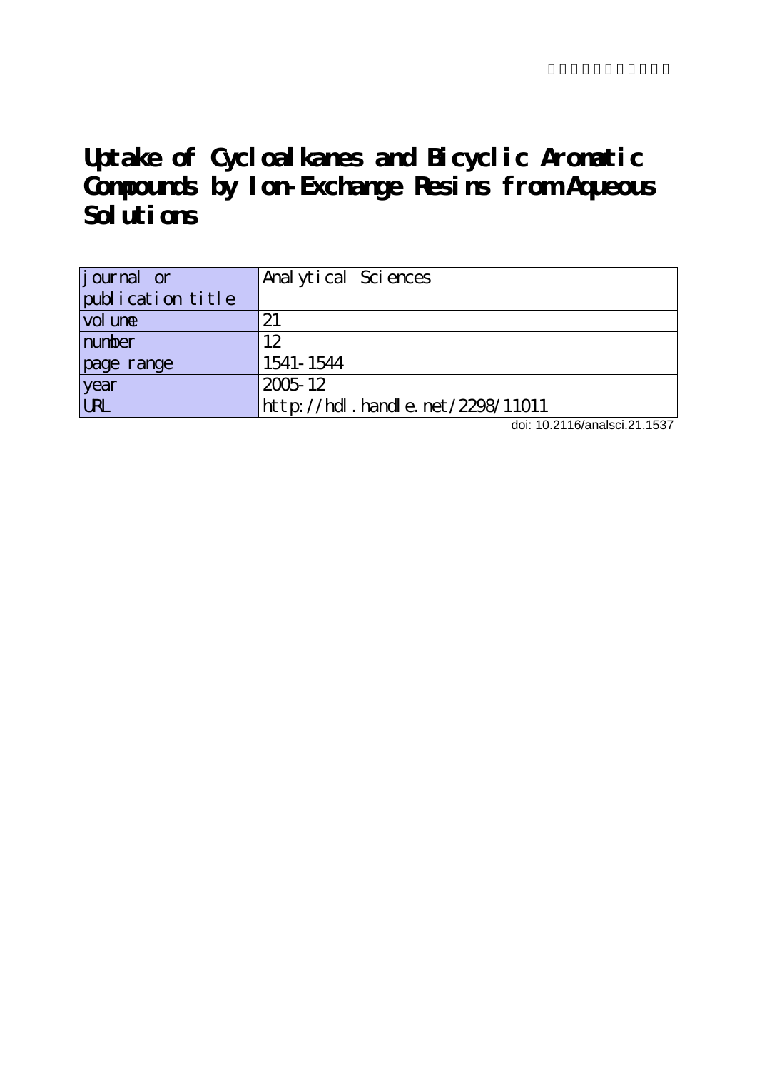# Uptake of Cycloalkanes and Bicyclic Aromatic Compounds by Ion-Exchange Resins from Aqueous Solutions

| journal or publication title | Analytical Sciences |
| --- | --- |
| volume | 21 |
| number | 12 |
| page range | 1541-1544 |
| year | 2005-12 |
| URL | http://hdl.handle.net/2298/11011 |

doi: 10.2116/analsci.21.1537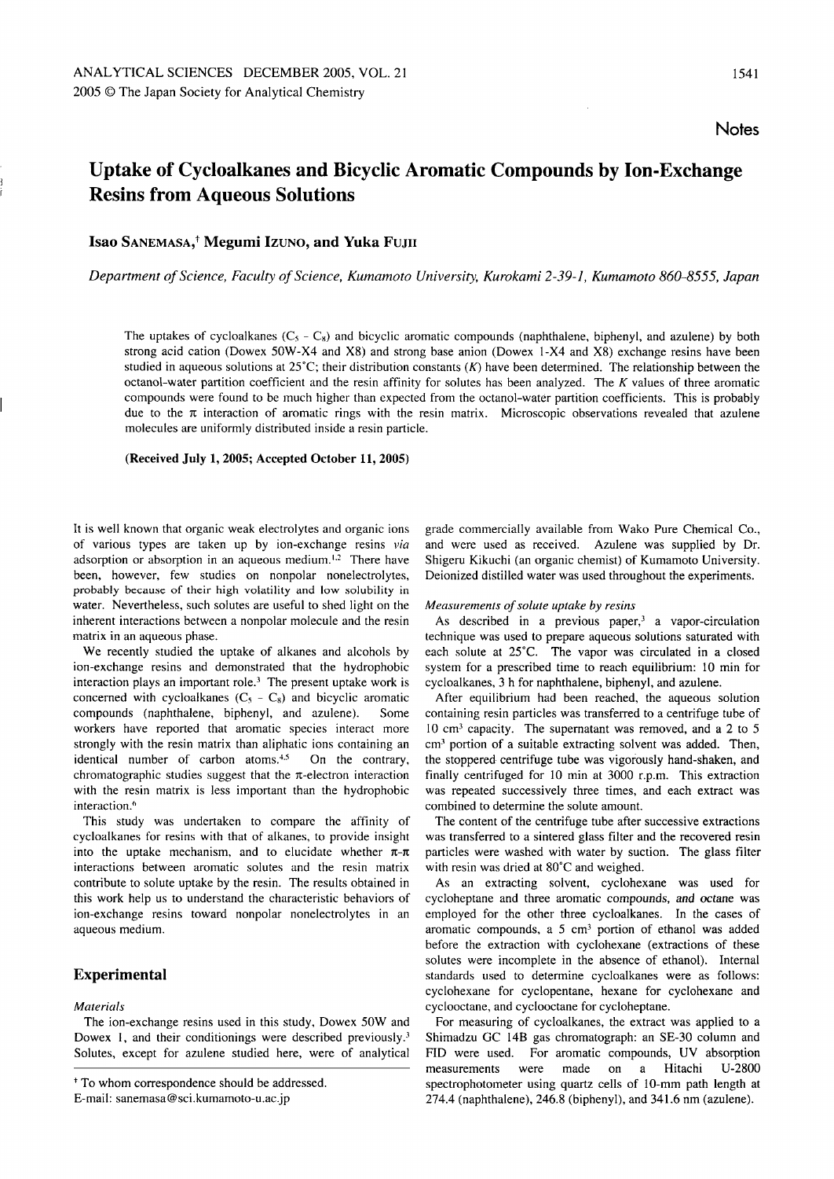# Uptake of Cycloalkanes and Bicyclic Aromatic Compounds by Ion-Exchange Resins from Aqueous Solutions

**Isao SANEMASA,† Megumi IZUNO, and Yuka FUJII**

*Department of Science, Faculty of Science, Kumamoto University, Kurokami 2-39-1, Kumamoto 860-8555, Japan*

The uptakes of cycloalkanes ($C_5$ – $C_8$) and bicyclic aromatic compounds (naphthalene, biphenyl, and azulene) by both strong acid cation (Dowex 50W-X4 and X8) and strong base anion (Dowex 1-X4 and X8) exchange resins have been studied in aqueous solutions at 25°C; their distribution constants ($K$) have been determined. The relationship between the octanol-water partition coefficient and the resin affinity for solutes has been analyzed. The $K$ values of three aromatic compounds were found to be much higher than expected from the octanol-water partition coefficients. This is probably due to the π interaction of aromatic rings with the resin matrix. Microscopic observations revealed that azulene molecules are uniformly distributed inside a resin particle.

**(Received July 1, 2005; Accepted October 11, 2005)**

It is well known that organic weak electrolytes and organic ions of various types are taken up by ion-exchange resins *via* adsorption or absorption in an aqueous medium.[1,2] There have been, however, few studies on nonpolar nonelectrolytes, probably because of their high volatility and low solubility in water. Nevertheless, such solutes are useful to shed light on the inherent interactions between a nonpolar molecule and the resin matrix in an aqueous phase.

We recently studied the uptake of alkanes and alcohols by ion-exchange resins and demonstrated that the hydrophobic interaction plays an important role.[3] The present uptake work is concerned with cycloalkanes ($C_5$ – $C_8$) and bicyclic aromatic compounds (naphthalene, biphenyl, and azulene). Some workers have reported that aromatic species interact more strongly with the resin matrix than aliphatic ions containing an identical number of carbon atoms.[4,5] On the contrary, chromatographic studies suggest that the π-electron interaction with the resin matrix is less important than the hydrophobic interaction.[6]

This study was undertaken to compare the affinity of cycloalkanes for resins with that of alkanes, to provide insight into the uptake mechanism, and to elucidate whether π-π interactions between aromatic solutes and the resin matrix contribute to solute uptake by the resin. The results obtained in this work help us to understand the characteristic behaviors of ion-exchange resins toward nonpolar nonelectrolytes in an aqueous medium.

## Experimental

### *Materials*

The ion-exchange resins used in this study, Dowex 50W and Dowex 1, and their conditionings were described previously.[3] Solutes, except for azulene studied here, were of analytical grade commercially available from Wako Pure Chemical Co., and were used as received. Azulene was supplied by Dr. Shigeru Kikuchi (an organic chemist) of Kumamoto University. Deionized distilled water was used throughout the experiments.

### *Measurements of solute uptake by resins*

As described in a previous paper,[3] a vapor-circulation technique was used to prepare aqueous solutions saturated with each solute at 25°C. The vapor was circulated in a closed system for a prescribed time to reach equilibrium: 10 min for cycloalkanes, 3 h for naphthalene, biphenyl, and azulene.

After equilibrium had been reached, the aqueous solution containing resin particles was transferred to a centrifuge tube of 10 $cm^3$ capacity. The supernatant was removed, and a 2 to 5 $cm^3$ portion of a suitable extracting solvent was added. Then, the stoppered centrifuge tube was vigorously hand-shaken, and finally centrifuged for 10 min at 3000 r.p.m. This extraction was repeated successively three times, and each extract was combined to determine the solute amount.

The content of the centrifuge tube after successive extractions was transferred to a sintered glass filter and the recovered resin particles were washed with water by suction. The glass filter with resin was dried at 80°C and weighed.

As an extracting solvent, cyclohexane was used for cycloheptane and three aromatic compounds, and octane was employed for the other three cycloalkanes. In the cases of aromatic compounds, a 5 $cm^3$ portion of ethanol was added before the extraction with cyclohexane (extractions of these solutes were incomplete in the absence of ethanol). Internal standards used to determine cycloalkanes were as follows: cyclohexane for cyclopentane, hexane for cyclohexane and cyclooctane, and cyclooctane for cycloheptane.

For measuring of cycloalkanes, the extract was applied to a Shimadzu GC 14B gas chromatograph: an SE-30 column and FID were used. For aromatic compounds, UV absorption measurements were made on a Hitachi U-2800 spectrophotometer using quartz cells of 10-mm path length at 274.4 (naphthalene), 246.8 (biphenyl), and 341.6 nm (azulene).

† To whom correspondence should be addressed.
E-mail: sanemasa@sci.kumamoto-u.ac.jp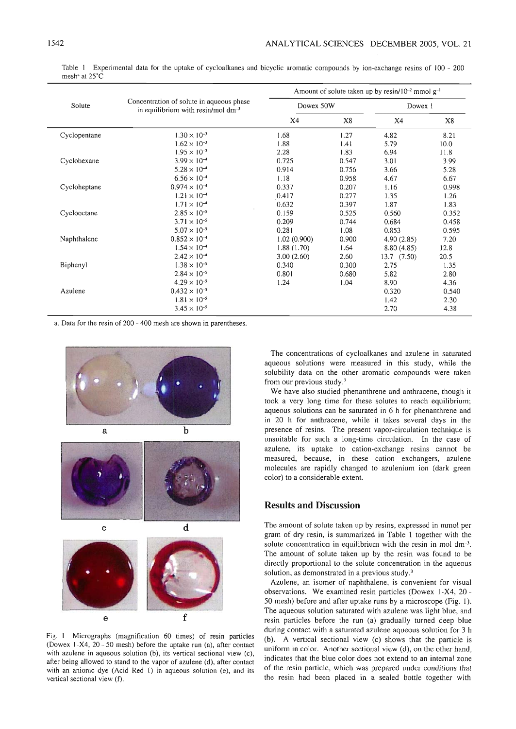Table 1 Experimental data for the uptake of cycloalkanes and bicyclic aromatic compounds by ion-exchange resins of 100 – 200 mesh[a] at 25°C

| Solute | Concentration of solute in aqueous phase in equilibrium with resin/mol dm$^{-3}$ | Amount of solute taken up by resin/$10^{-2}$ mmol g$^{-1}$ | | | |
|---|---|---|---|---|---|
| | | Dowex 50W | | Dowex 1 | |
| | | X4 | X8 | X4 | X8 |
| Cyclopentane | $1.30 \times 10^{-3}$ | 1.68 | 1.27 | 4.82 | 8.21 |
| | $1.62 \times 10^{-3}$ | 1.88 | 1.41 | 5.79 | 10.0 |
| | $1.95 \times 10^{-3}$ | 2.28 | 1.83 | 6.94 | 11.8 |
| Cyclohexane | $3.99 \times 10^{-4}$ | 0.725 | 0.547 | 3.01 | 3.99 |
| | $5.28 \times 10^{-4}$ | 0.914 | 0.756 | 3.66 | 5.28 |
| | $6.56 \times 10^{-4}$ | 1.18 | 0.958 | 4.67 | 6.67 |
| Cycloheptane | $0.974 \times 10^{-4}$ | 0.337 | 0.207 | 1.16 | 0.998 |
| | $1.21 \times 10^{-4}$ | 0.417 | 0.277 | 1.35 | 1.26 |
| | $1.71 \times 10^{-4}$ | 0.632 | 0.397 | 1.87 | 1.83 |
| Cyclooctane | $2.85 \times 10^{-5}$ | 0.159 | 0.525 | 0.560 | 0.352 |
| | $3.71 \times 10^{-5}$ | 0.209 | 0.744 | 0.684 | 0.458 |
| | $5.07 \times 10^{-5}$ | 0.281 | 1.08 | 0.853 | 0.595 |
| Naphthalene | $0.852 \times 10^{-4}$ | 1.02 (0.900) | 0.900 | 4.90 (2.85) | 7.20 |
| | $1.54 \times 10^{-4}$ | 1.88 (1.70) | 1.64 | 8.80 (4.85) | 12.8 |
| | $2.42 \times 10^{-4}$ | 3.00 (2.60) | 2.60 | 13.7 (7.50) | 20.5 |
| Biphenyl | $1.38 \times 10^{-5}$ | 0.340 | 0.300 | 2.75 | 1.35 |
| | $2.84 \times 10^{-5}$ | 0.801 | 0.680 | 5.82 | 2.80 |
| | $4.29 \times 10^{-5}$ | 1.24 | 1.04 | 8.90 | 4.36 |
| Azulene | $0.432 \times 10^{-5}$ | | | 0.320 | 0.540 |
| | $1.81 \times 10^{-5}$ | | | 1.42 | 2.30 |
| | $3.45 \times 10^{-5}$ | | | 2.70 | 4.38 |

a. Data for the resin of 200 – 400 mesh are shown in parentheses.

Fig. 1 Micrographs (magnification 60 times) of resin particles (Dowex 1-X4, 20 – 50 mesh) before the uptake run (a), after contact with azulene in aqueous solution (b), its vertical sectional view (c), after being allowed to stand to the vapor of azulene (d), after contact with an anionic dye (Acid Red 1) in aqueous solution (e), and its vertical sectional view (f).

The concentrations of cycloalkanes and azulene in saturated aqueous solutions were measured in this study, while the solubility data on the other aromatic compounds were taken from our previous study.[7]

We have also studied phenanthrene and anthracene, though it took a very long time for these solutes to reach equilibrium; aqueous solutions can be saturated in 6 h for phenanthrene and in 20 h for anthracene, while it takes several days in the presence of resins. The present vapor-circulation technique is unsuitable for such a long-time circulation. In the case of azulene, its uptake to cation-exchange resins cannot be measured, because, in these cation exchangers, azulene molecules are rapidly changed to azulenium ion (dark green color) to a considerable extent.

## Results and Discussion

The amount of solute taken up by resins, expressed in mmol per gram of dry resin, is summarized in Table 1 together with the solute concentration in equilibrium with the resin in mol dm$^{-3}$. The amount of solute taken up by the resin was found to be directly proportional to the solute concentration in the aqueous solution, as demonstrated in a previous study.[3]

Azulene, an isomer of naphthalene, is convenient for visual observations. We examined resin particles (Dowex 1-X4, 20 – 50 mesh) before and after uptake runs by a microscope (Fig. 1). The aqueous solution saturated with azulene was light blue, and resin particles before the run (a) gradually turned deep blue during contact with a saturated azulene aqueous solution for 3 h (b). A vertical sectional view (c) shows that the particle is uniform in color. Another sectional view (d), on the other hand, indicates that the blue color does not extend to an internal zone of the resin particle, which was prepared under conditions that the resin had been placed in a sealed bottle together with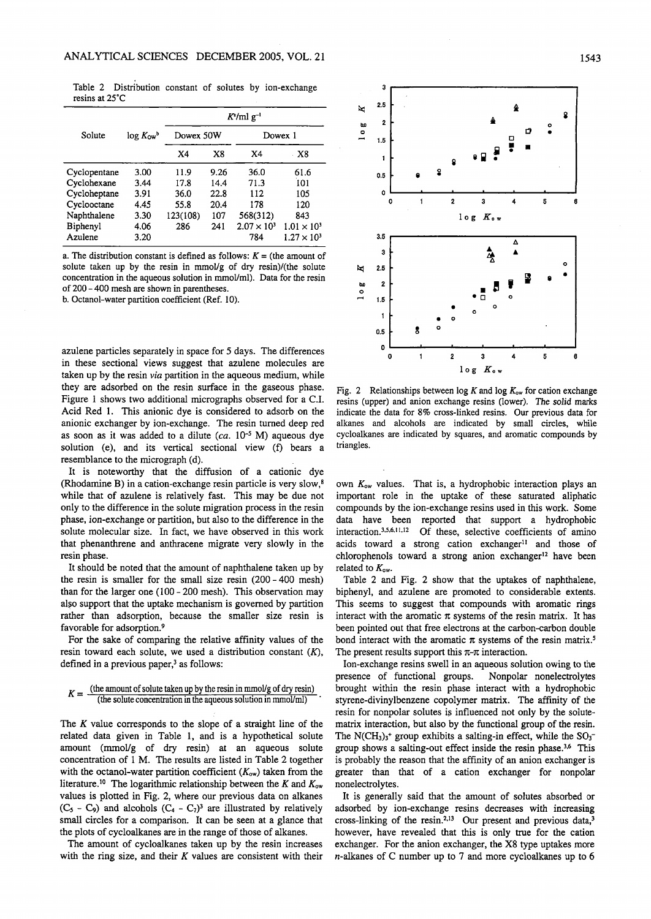Table 2 Distribution constant of solutes by ion-exchange resins at 25°C

| Solute | $\log K_{ow}$[b] | $K^a$/ml g$^{-1}$ | | | |
|---|---|---|---|---|---|
| | | Dowex 50W | | Dowex 1 | |
| | | X4 | X8 | X4 | X8 |
| Cyclopentane | 3.00 | 11.9 | 9.26 | 36.0 | 61.6 |
| Cyclohexane | 3.44 | 17.8 | 14.4 | 71.3 | 101 |
| Cycloheptane | 3.91 | 36.0 | 22.8 | 112 | 105 |
| Cyclooctane | 4.45 | 55.8 | 20.4 | 178 | 120 |
| Naphthalene | 3.30 | 123(108) | 107 | 568(312) | 843 |
| Biphenyl | 4.06 | 286 | 241 | $2.07 \times 10^3$ | $1.01 \times 10^3$ |
| Azulene | 3.20 | | | 784 | $1.27 \times 10^3$ |

a. The distribution constant is defined as follows: $K$ = (the amount of solute taken up by the resin in mmol/g of dry resin)/(the solute concentration in the aqueous solution in mmol/ml). Data for the resin of 200 - 400 mesh are shown in parentheses.
b. Octanol-water partition coefficient (Ref. 10).

azulene particles separately in space for 5 days. The differences in these sectional views suggest that azulene molecules are taken up by the resin *via* partition in the aqueous medium, while they are adsorbed on the resin surface in the gaseous phase. Figure 1 shows two additional micrographs observed for a C.I. Acid Red 1. This anionic dye is considered to adsorb on the anionic exchanger by ion-exchange. The resin turned deep red as soon as it was added to a dilute (*ca.* $10^{-5}$ M) aqueous dye solution (e), and its vertical sectional view (f) bears a resemblance to the micrograph (d).

It is noteworthy that the diffusion of a cationic dye (Rhodamine B) in a cation-exchange resin particle is very slow,[8] while that of azulene is relatively fast. This may be due not only to the difference in the solute migration process in the resin phase, ion-exchange or partition, but also to the difference in the solute molecular size. In fact, we have observed in this work that phenanthrene and anthracene migrate very slowly in the resin phase.

It should be noted that the amount of naphthalene taken up by the resin is smaller for the small size resin (200 - 400 mesh) than for the larger one (100 - 200 mesh). This observation may also support that the uptake mechanism is governed by partition rather than adsorption, because the smaller size resin is favorable for adsorption.[9]

For the sake of comparing the relative affinity values of the resin toward each solute, we used a distribution constant ($K$), defined in a previous paper,[3] as follows:

$$K = \frac{\text{(the amount of solute taken up by the resin in mmol/g of dry resin)}}{\text{(the solute concentration in the aqueous solution in mmol/ml)}}.$$

The $K$ value corresponds to the slope of a straight line of the related data given in Table 1, and is a hypothetical solute amount (mmol/g of dry resin) at an aqueous solute concentration of 1 M. The results are listed in Table 2 together with the octanol-water partition coefficient ($K_{ow}$) taken from the literature.[10] The logarithmic relationship between the $K$ and $K_{ow}$ values is plotted in Fig. 2, where our previous data on alkanes ($C_5$ - $C_9$) and alcohols ($C_4$ - $C_7$)[3] are illustrated by relatively small circles for a comparison. It can be seen at a glance that the plots of cycloalkanes are in the range of those of alkanes.

The amount of cycloalkanes taken up by the resin increases with the ring size, and their $K$ values are consistent with their own $K_{ow}$ values. That is, a hydrophobic interaction plays an important role in the uptake of these saturated aliphatic compounds by the ion-exchange resins used in this work. Some data have been reported that support a hydrophobic interaction.[3,5,6,11,12] Of these, selective coefficients of amino acids toward a strong cation exchanger[11] and those of chlorophenols toward a strong anion exchanger[12] have been related to $K_{ow}$.

Fig. 2 Relationships between $\log K$ and $\log K_{ow}$ for cation exchange resins (upper) and anion exchange resins (lower). The solid marks indicate the data for 8% cross-linked resins. Our previous data for alkanes and alcohols are indicated by small circles, while cycloalkanes are indicated by squares, and aromatic compounds by triangles.

Table 2 and Fig. 2 show that the uptakes of naphthalene, biphenyl, and azulene are promoted to considerable extents. This seems to suggest that compounds with aromatic rings interact with the aromatic π systems of the resin matrix. It has been pointed out that free electrons at the carbon-carbon double bond interact with the aromatic π systems of the resin matrix.[5] The present results support this π-π interaction.

Ion-exchange resins swell in an aqueous solution owing to the presence of functional groups. Nonpolar nonelectrolytes brought within the resin phase interact with a hydrophobic styrene-divinylbenzene copolymer matrix. The affinity of the resin for nonpolar solutes is influenced not only by the solute-matrix interaction, but also by the functional group of the resin. The $N(CH_3)_3^+$ group exhibits a salting-in effect, while the $SO_3^-$ group shows a salting-out effect inside the resin phase.[3,6] This is probably the reason that the affinity of an anion exchanger is greater than that of a cation exchanger for nonpolar nonelectrolytes.

It is generally said that the amount of solutes absorbed or adsorbed by ion-exchange resins decreases with increasing cross-linking of the resin.[2,13] Our present and previous data,[3] however, have revealed that this is only true for the cation exchanger. For the anion exchanger, the X8 type uptakes more *n*-alkanes of C number up to 7 and more cycloalkanes up to 6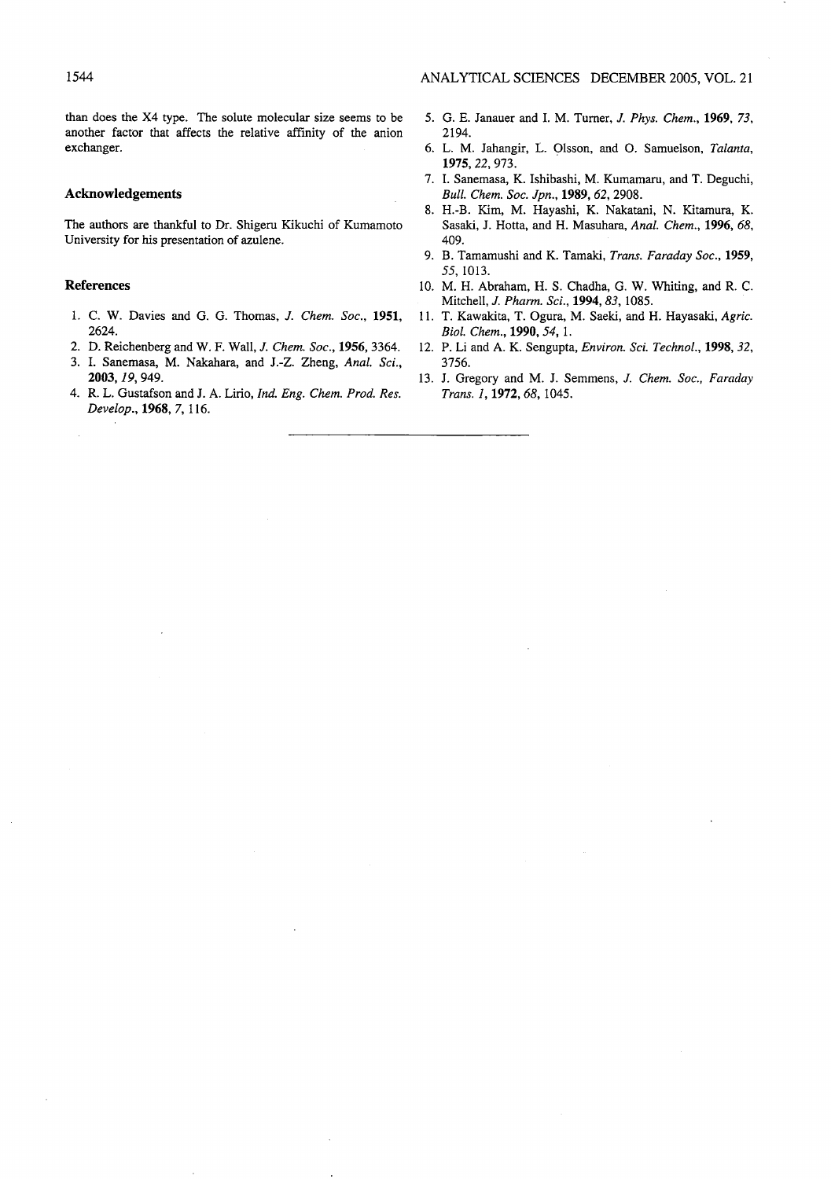than does the X4 type. The solute molecular size seems to be another factor that affects the relative affinity of the anion exchanger.

## Acknowledgements

The authors are thankful to Dr. Shigeru Kikuchi of Kumamoto University for his presentation of azulene.

## References

1. C. W. Davies and G. G. Thomas, *J. Chem. Soc.*, **1951**, 2624.
2. D. Reichenberg and W. F. Wall, *J. Chem. Soc.*, **1956**, 3364.
3. I. Sanemasa, M. Nakahara, and J.-Z. Zheng, *Anal. Sci.*, **2003**, *19*, 949.
4. R. L. Gustafson and J. A. Lirio, *Ind. Eng. Chem. Prod. Res. Develop.*, **1968**, *7*, 116.
5. G. E. Janauer and I. M. Turner, *J. Phys. Chem.*, **1969**, *73*, 2194.
6. L. M. Jahangir, L. Olsson, and O. Samuelson, *Talanta*, **1975**, *22*, 973.
7. I. Sanemasa, K. Ishibashi, M. Kumamaru, and T. Deguchi, *Bull. Chem. Soc. Jpn.*, **1989**, *62*, 2908.
8. H.-B. Kim, M. Hayashi, K. Nakatani, N. Kitamura, K. Sasaki, J. Hotta, and H. Masuhara, *Anal. Chem.*, **1996**, *68*, 409.
9. B. Tamamushi and K. Tamaki, *Trans. Faraday Soc.*, **1959**, *55*, 1013.
10. M. H. Abraham, H. S. Chadha, G. W. Whiting, and R. C. Mitchell, *J. Pharm. Sci.*, **1994**, *83*, 1085.
11. T. Kawakita, T. Ogura, M. Saeki, and H. Hayasaki, *Agric. Biol. Chem.*, **1990**, *54*, 1.
12. P. Li and A. K. Sengupta, *Environ. Sci. Technol.*, **1998**, *32*, 3756.
13. J. Gregory and M. J. Semmens, *J. Chem. Soc., Faraday Trans. 1*, **1972**, *68*, 1045.